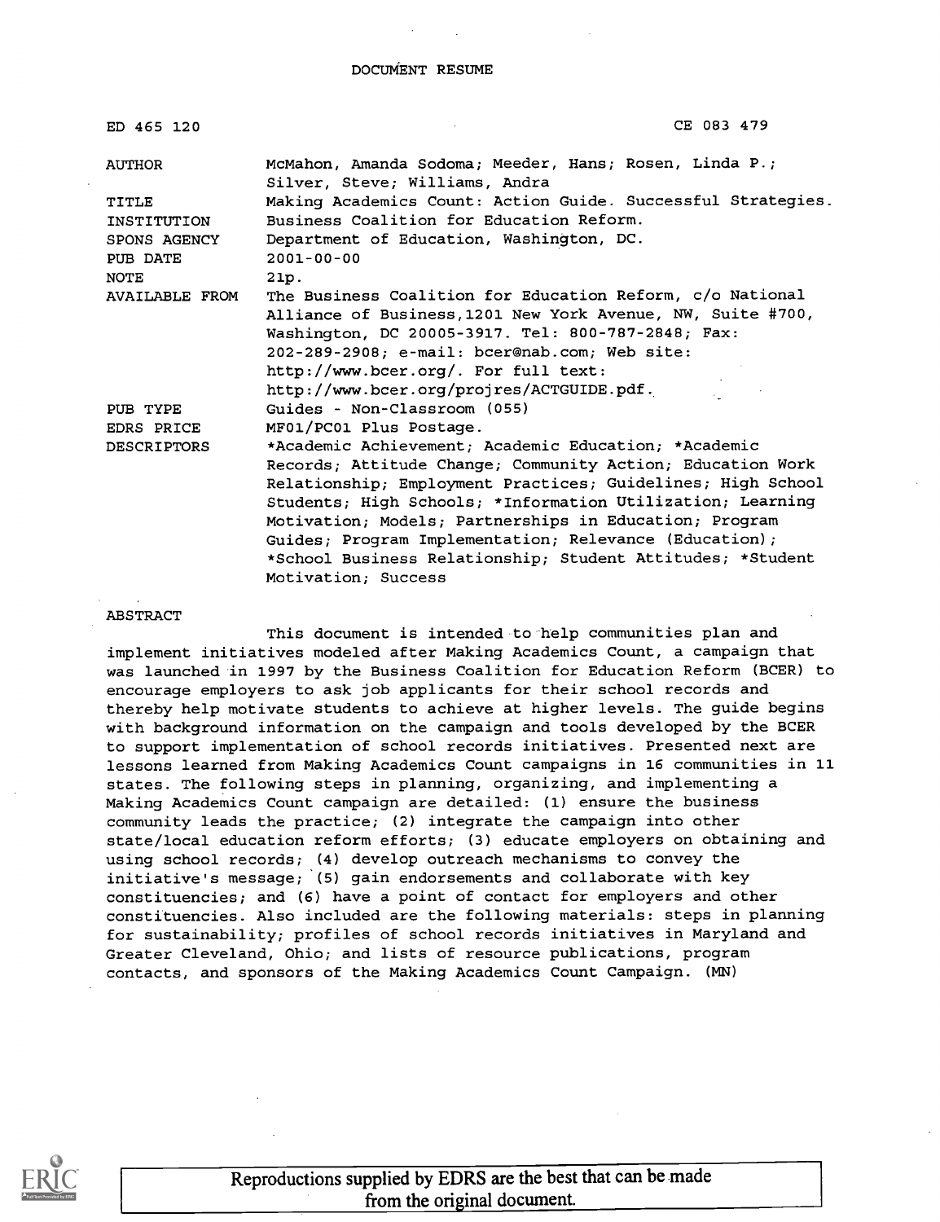DOCUMENT RESUME

| | |
|---|---|
| ED 465 120 | CE 083 479 |
| AUTHOR | McMahon, Amanda Sodoma; Meeder, Hans; Rosen, Linda P.; Silver, Steve; Williams, Andra |
| TITLE | Making Academics Count: Action Guide. Successful Strategies. |
| INSTITUTION | Business Coalition for Education Reform. |
| SPONS AGENCY | Department of Education, Washington, DC. |
| PUB DATE | 2001-00-00 |
| NOTE | 21p. |
| AVAILABLE FROM | The Business Coalition for Education Reform, c/o National Alliance of Business,1201 New York Avenue, NW, Suite #700, Washington, DC 20005-3917. Tel: 800-787-2848; Fax: 202-289-2908; e-mail: bcer@nab.com; Web site: http://www.bcer.org/. For full text: http://www.bcer.org/projres/ACTGUIDE.pdf. |
| PUB TYPE | Guides - Non-Classroom (055) |
| EDRS PRICE | MF01/PC01 Plus Postage. |
| DESCRIPTORS | *Academic Achievement; Academic Education; *Academic Records; Attitude Change; Community Action; Education Work Relationship; Employment Practices; Guidelines; High School Students; High Schools; *Information Utilization; Learning Motivation; Models; Partnerships in Education; Program Guides; Program Implementation; Relevance (Education); *School Business Relationship; Student Attitudes; *Student Motivation; Success |

ABSTRACT

This document is intended to help communities plan and implement initiatives modeled after Making Academics Count, a campaign that was launched in 1997 by the Business Coalition for Education Reform (BCER) to encourage employers to ask job applicants for their school records and thereby help motivate students to achieve at higher levels. The guide begins with background information on the campaign and tools developed by the BCER to support implementation of school records initiatives. Presented next are lessons learned from Making Academics Count campaigns in 16 communities in 11 states. The following steps in planning, organizing, and implementing a Making Academics Count campaign are detailed: (1) ensure the business community leads the practice; (2) integrate the campaign into other state/local education reform efforts; (3) educate employers on obtaining and using school records; (4) develop outreach mechanisms to convey the initiative's message; (5) gain endorsements and collaborate with key constituencies; and (6) have a point of contact for employers and other constituencies. Also included are the following materials: steps in planning for sustainability; profiles of school records initiatives in Maryland and Greater Cleveland, Ohio; and lists of resource publications, program contacts, and sponsors of the Making Academics Count Campaign. (MN)

Reproductions supplied by EDRS are the best that can be made from the original document.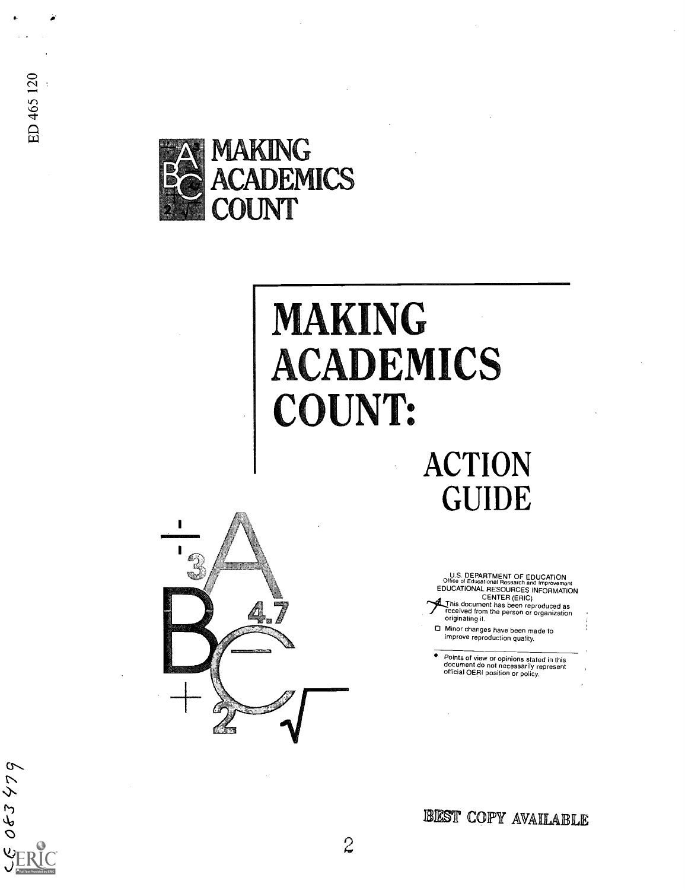ED 465 120

# MAKING ACADEMICS COUNT

# MAKING ACADEMICS COUNT:

## ACTION GUIDE

U.S. DEPARTMENT OF EDUCATION
Office of Educational Research and Improvement
EDUCATIONAL RESOURCES INFORMATION CENTER (ERIC)

- This document has been reproduced as received from the person or organization originating it.
- Minor changes have been made to improve reproduction quality.
- Points of view or opinions stated in this document do not necessarily represent official OERI position or policy.

BEST COPY AVAILABLE

CE 083 479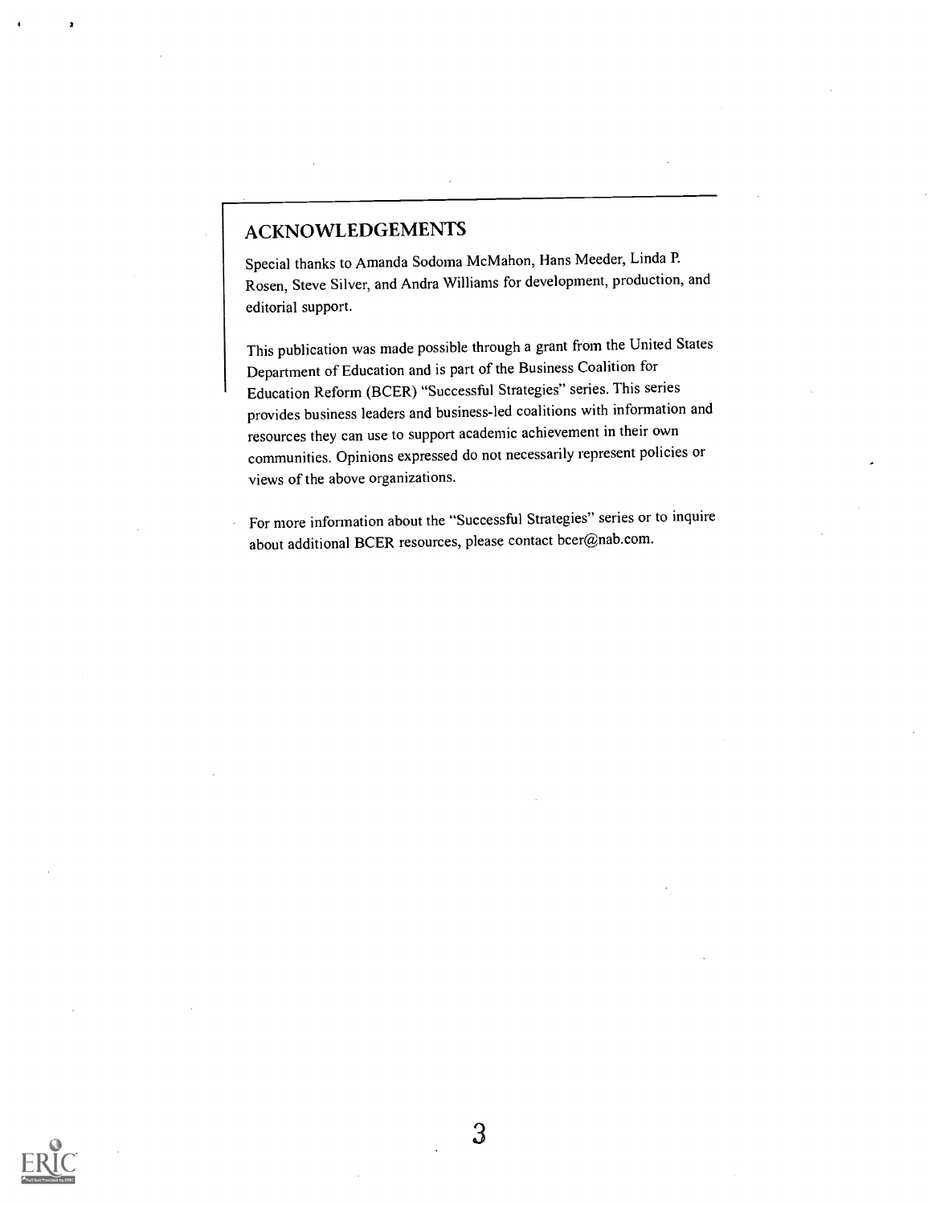## ACKNOWLEDGEMENTS

Special thanks to Amanda Sodoma McMahon, Hans Meeder, Linda P. Rosen, Steve Silver, and Andra Williams for development, production, and editorial support.

This publication was made possible through a grant from the United States Department of Education and is part of the Business Coalition for Education Reform (BCER) "Successful Strategies" series. This series provides business leaders and business-led coalitions with information and resources they can use to support academic achievement in their own communities. Opinions expressed do not necessarily represent policies or views of the above organizations.

For more information about the "Successful Strategies" series or to inquire about additional BCER resources, please contact bcer@nab.com.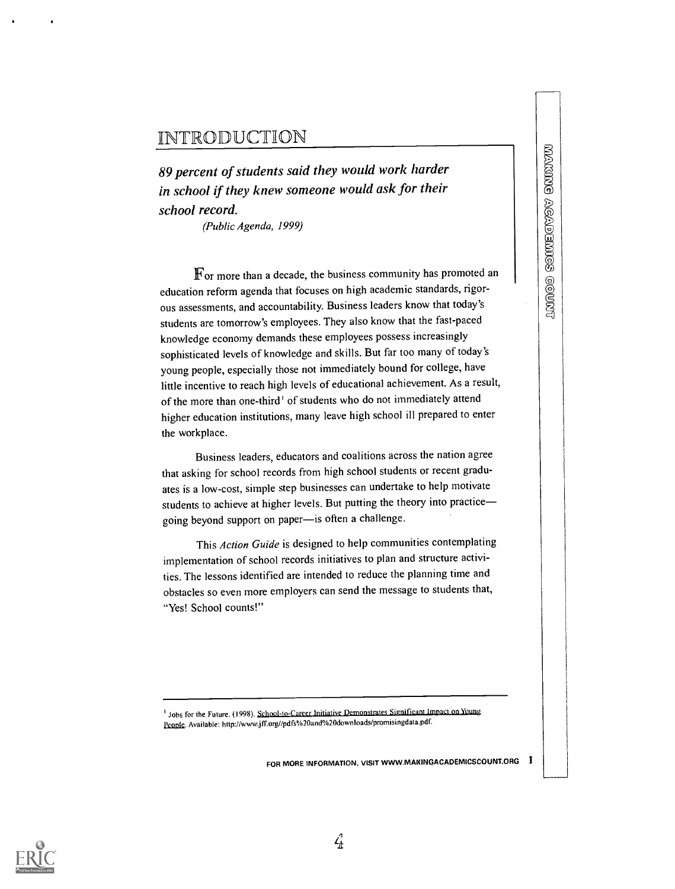# INTRODUCTION

*89 percent of students said they would work harder in school if they knew someone would ask for their school record.*

*(Public Agenda, 1999)*

For more than a decade, the business community has promoted an education reform agenda that focuses on high academic standards, rigorous assessments, and accountability. Business leaders know that today's students are tomorrow's employees. They also know that the fast-paced knowledge economy demands these employees possess increasingly sophisticated levels of knowledge and skills. But far too many of today's young people, especially those not immediately bound for college, have little incentive to reach high levels of educational achievement. As a result, of the more than one-third[1] of students who do not immediately attend higher education institutions, many leave high school ill prepared to enter the workplace.

Business leaders, educators and coalitions across the nation agree that asking for school records from high school students or recent graduates is a low-cost, simple step businesses can undertake to help motivate students to achieve at higher levels. But putting the theory into practice—going beyond support on paper—is often a challenge.

This *Action Guide* is designed to help communities contemplating implementation of school records initiatives to plan and structure activities. The lessons identified are intended to reduce the planning time and obstacles so even more employers can send the message to students that, "Yes! School counts!"

---

[1] Jobs for the Future. (1998). School-to-Career Initiative Demonstrates Significant Impact on Young People. Available: http://www.jff.org//pdfs%20and%20downloads/promisingdata.pdf.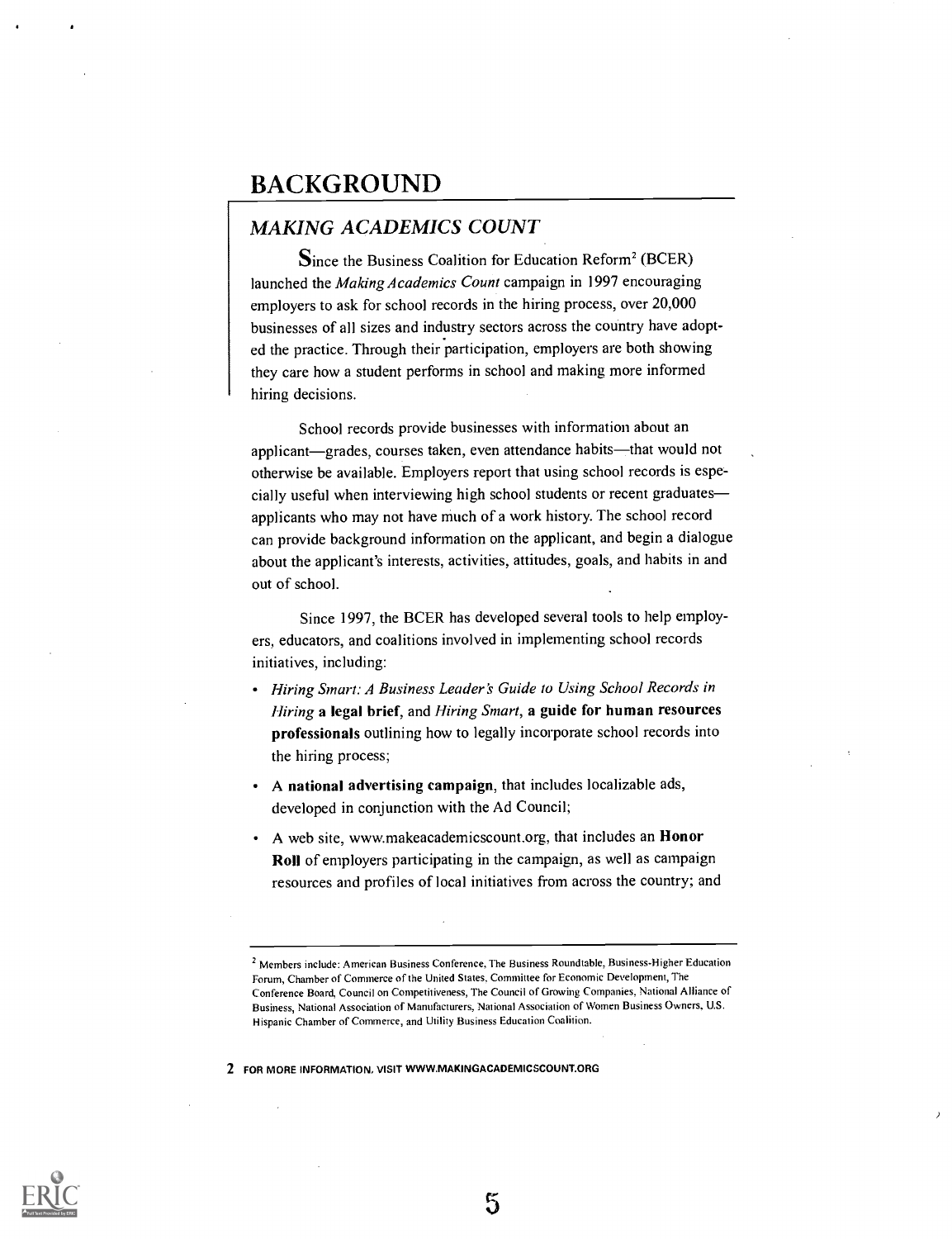# BACKGROUND

## *MAKING ACADEMICS COUNT*

Since the Business Coalition for Education Reform[2] (BCER) launched the *Making Academics Count* campaign in 1997 encouraging employers to ask for school records in the hiring process, over 20,000 businesses of all sizes and industry sectors across the country have adopted the practice. Through their participation, employers are both showing they care how a student performs in school and making more informed hiring decisions.

School records provide businesses with information about an applicant—grades, courses taken, even attendance habits—that would not otherwise be available. Employers report that using school records is especially useful when interviewing high school students or recent graduates—applicants who may not have much of a work history. The school record can provide background information on the applicant, and begin a dialogue about the applicant's interests, activities, attitudes, goals, and habits in and out of school.

Since 1997, the BCER has developed several tools to help employers, educators, and coalitions involved in implementing school records initiatives, including:

- *Hiring Smart: A Business Leader's Guide to Using School Records in Hiring* **a legal brief**, and *Hiring Smart*, **a guide for human resources professionals** outlining how to legally incorporate school records into the hiring process;
- A **national advertising campaign**, that includes localizable ads, developed in conjunction with the Ad Council;
- A web site, www.makeacademicscount.org, that includes an **Honor Roll** of employers participating in the campaign, as well as campaign resources and profiles of local initiatives from across the country; and

---

[2] Members include: American Business Conference, The Business Roundtable, Business-Higher Education Forum, Chamber of Commerce of the United States, Committee for Economic Development, The Conference Board, Council on Competitiveness, The Council of Growing Companies, National Alliance of Business, National Association of Manufacturers, National Association of Women Business Owners, U.S. Hispanic Chamber of Commerce, and Utility Business Education Coalition.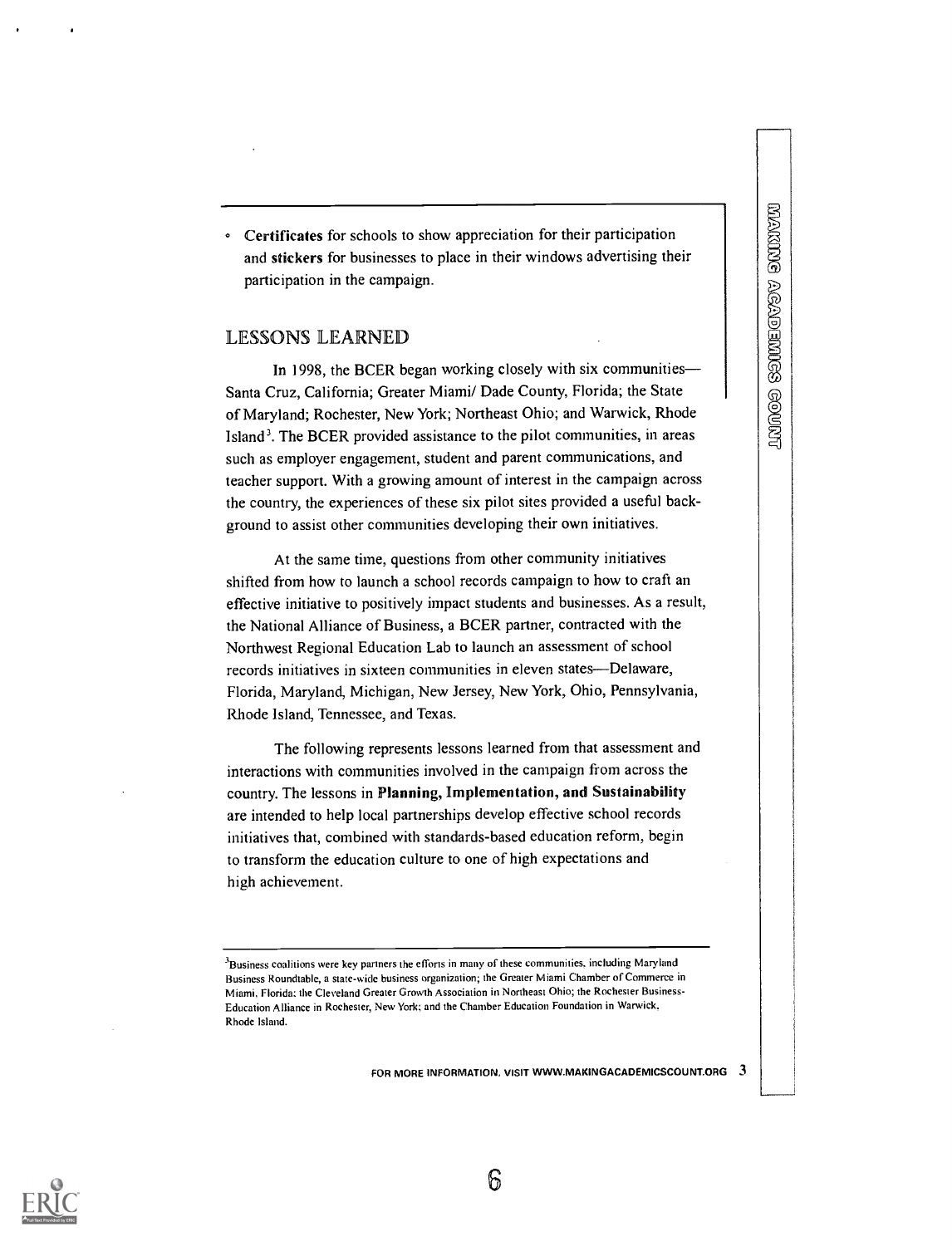- **Certificates** for schools to show appreciation for their participation and **stickers** for businesses to place in their windows advertising their participation in the campaign.

## LESSONS LEARNED

In 1998, the BCER began working closely with six communities—Santa Cruz, California; Greater Miami/ Dade County, Florida; the State of Maryland; Rochester, New York; Northeast Ohio; and Warwick, Rhode Island[3]. The BCER provided assistance to the pilot communities, in areas such as employer engagement, student and parent communications, and teacher support. With a growing amount of interest in the campaign across the country, the experiences of these six pilot sites provided a useful background to assist other communities developing their own initiatives.

At the same time, questions from other community initiatives shifted from how to launch a school records campaign to how to craft an effective initiative to positively impact students and businesses. As a result, the National Alliance of Business, a BCER partner, contracted with the Northwest Regional Education Lab to launch an assessment of school records initiatives in sixteen communities in eleven states—Delaware, Florida, Maryland, Michigan, New Jersey, New York, Ohio, Pennsylvania, Rhode Island, Tennessee, and Texas.

The following represents lessons learned from that assessment and interactions with communities involved in the campaign from across the country. The lessons in **Planning, Implementation, and Sustainability** are intended to help local partnerships develop effective school records initiatives that, combined with standards-based education reform, begin to transform the education culture to one of high expectations and high achievement.

[3]Business coalitions were key partners the efforts in many of these communities, including Maryland Business Roundtable, a state-wide business organization; the Greater Miami Chamber of Commerce in Miami, Florida; the Cleveland Greater Growth Association in Northeast Ohio; the Rochester Business-Education Alliance in Rochester, New York; and the Chamber Education Foundation in Warwick, Rhode Island.

FOR MORE INFORMATION, VISIT WWW.MAKINGACADEMICSCOUNT.ORG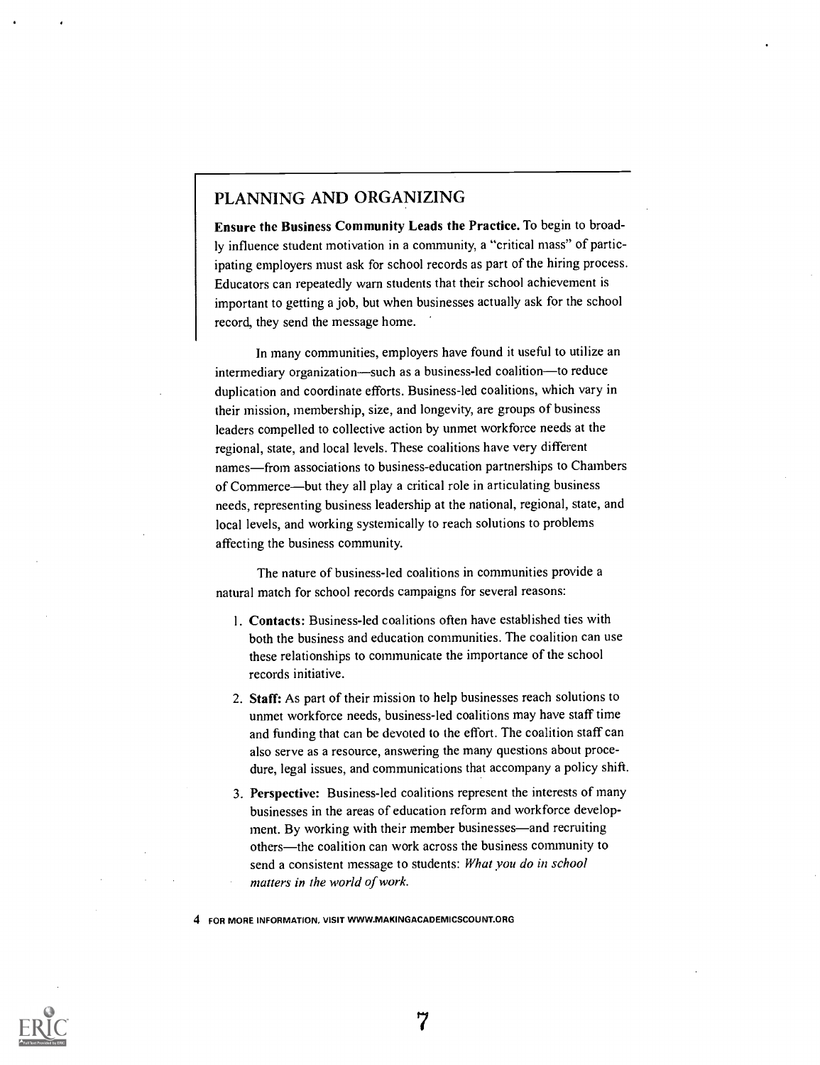## PLANNING AND ORGANIZING

**Ensure the Business Community Leads the Practice.** To begin to broadly influence student motivation in a community, a "critical mass" of participating employers must ask for school records as part of the hiring process. Educators can repeatedly warn students that their school achievement is important to getting a job, but when businesses actually ask for the school record, they send the message home.

In many communities, employers have found it useful to utilize an intermediary organization—such as a business-led coalition—to reduce duplication and coordinate efforts. Business-led coalitions, which vary in their mission, membership, size, and longevity, are groups of business leaders compelled to collective action by unmet workforce needs at the regional, state, and local levels. These coalitions have very different names—from associations to business-education partnerships to Chambers of Commerce—but they all play a critical role in articulating business needs, representing business leadership at the national, regional, state, and local levels, and working systemically to reach solutions to problems affecting the business community.

The nature of business-led coalitions in communities provide a natural match for school records campaigns for several reasons:

1. **Contacts:** Business-led coalitions often have established ties with both the business and education communities. The coalition can use these relationships to communicate the importance of the school records initiative.
2. **Staff:** As part of their mission to help businesses reach solutions to unmet workforce needs, business-led coalitions may have staff time and funding that can be devoted to the effort. The coalition staff can also serve as a resource, answering the many questions about procedure, legal issues, and communications that accompany a policy shift.
3. **Perspective:** Business-led coalitions represent the interests of many businesses in the areas of education reform and workforce development. By working with their member businesses—and recruiting others—the coalition can work across the business community to send a consistent message to students: *What you do in school matters in the world of work.*

FOR MORE INFORMATION, VISIT WWW.MAKINGACADEMICSCOUNT.ORG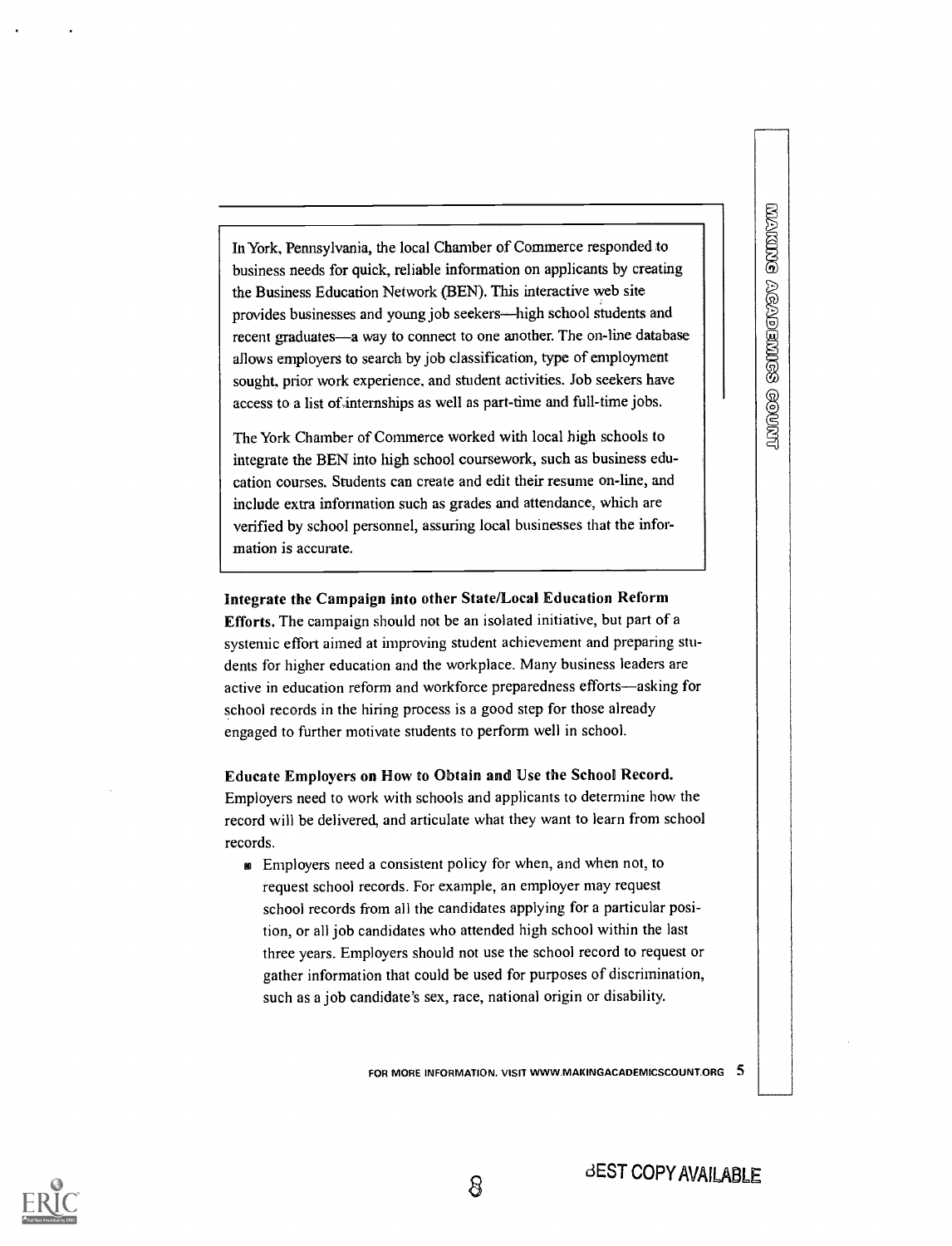In York, Pennsylvania, the local Chamber of Commerce responded to business needs for quick, reliable information on applicants by creating the Business Education Network (BEN). This interactive web site provides businesses and young job seekers—high school students and recent graduates—a way to connect to one another. The on-line database allows employers to search by job classification, type of employment sought, prior work experience, and student activities. Job seekers have access to a list of internships as well as part-time and full-time jobs.

The York Chamber of Commerce worked with local high schools to integrate the BEN into high school coursework, such as business education courses. Students can create and edit their resume on-line, and include extra information such as grades and attendance, which are verified by school personnel, assuring local businesses that the information is accurate.

**Integrate the Campaign into other State/Local Education Reform Efforts.** The campaign should not be an isolated initiative, but part of a systemic effort aimed at improving student achievement and preparing students for higher education and the workplace. Many business leaders are active in education reform and workforce preparedness efforts—asking for school records in the hiring process is a good step for those already engaged to further motivate students to perform well in school.

**Educate Employers on How to Obtain and Use the School Record.** Employers need to work with schools and applicants to determine how the record will be delivered, and articulate what they want to learn from school records.

- Employers need a consistent policy for when, and when not, to request school records. For example, an employer may request school records from all the candidates applying for a particular position, or all job candidates who attended high school within the last three years. Employers should not use the school record to request or gather information that could be used for purposes of discrimination, such as a job candidate's sex, race, national origin or disability.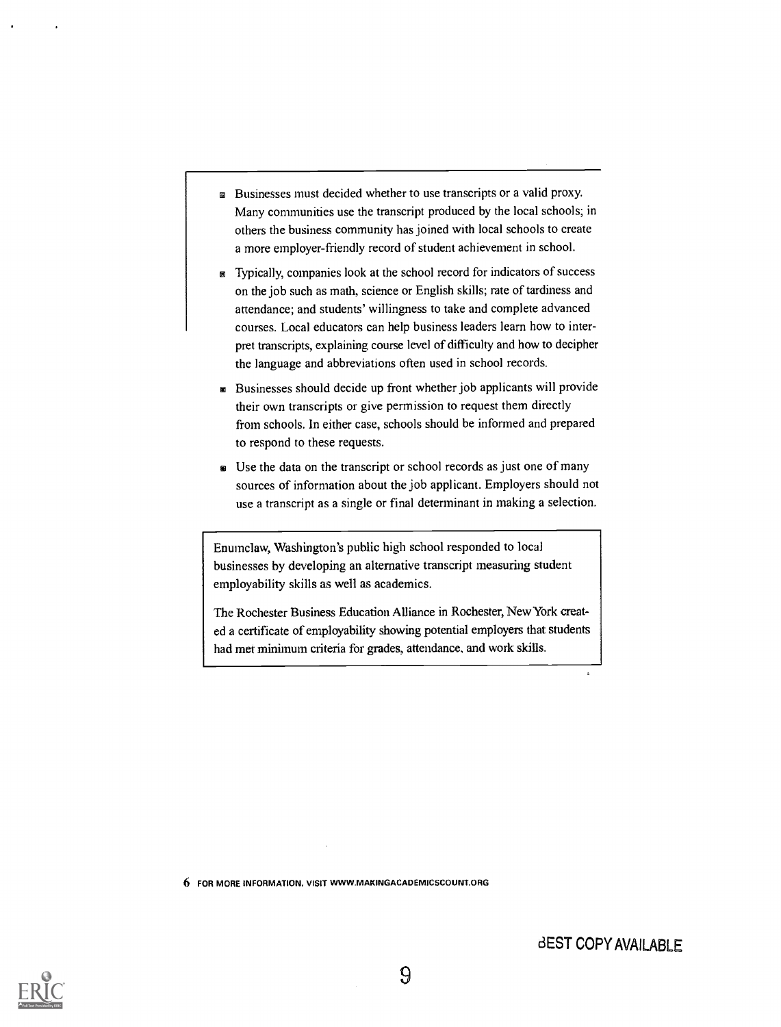- Businesses must decided whether to use transcripts or a valid proxy. Many communities use the transcript produced by the local schools; in others the business community has joined with local schools to create a more employer-friendly record of student achievement in school.
- Typically, companies look at the school record for indicators of success on the job such as math, science or English skills; rate of tardiness and attendance; and students' willingness to take and complete advanced courses. Local educators can help business leaders learn how to interpret transcripts, explaining course level of difficulty and how to decipher the language and abbreviations often used in school records.
- Businesses should decide up front whether job applicants will provide their own transcripts or give permission to request them directly from schools. In either case, schools should be informed and prepared to respond to these requests.
- Use the data on the transcript or school records as just one of many sources of information about the job applicant. Employers should not use a transcript as a single or final determinant in making a selection.

Enumclaw, Washington's public high school responded to local businesses by developing an alternative transcript measuring student employability skills as well as academics.

The Rochester Business Education Alliance in Rochester, New York created a certificate of employability showing potential employers that students had met minimum criteria for grades, attendance, and work skills.

FOR MORE INFORMATION, VISIT WWW.MAKINGACADEMICSCOUNT.ORG

BEST COPY AVAILABLE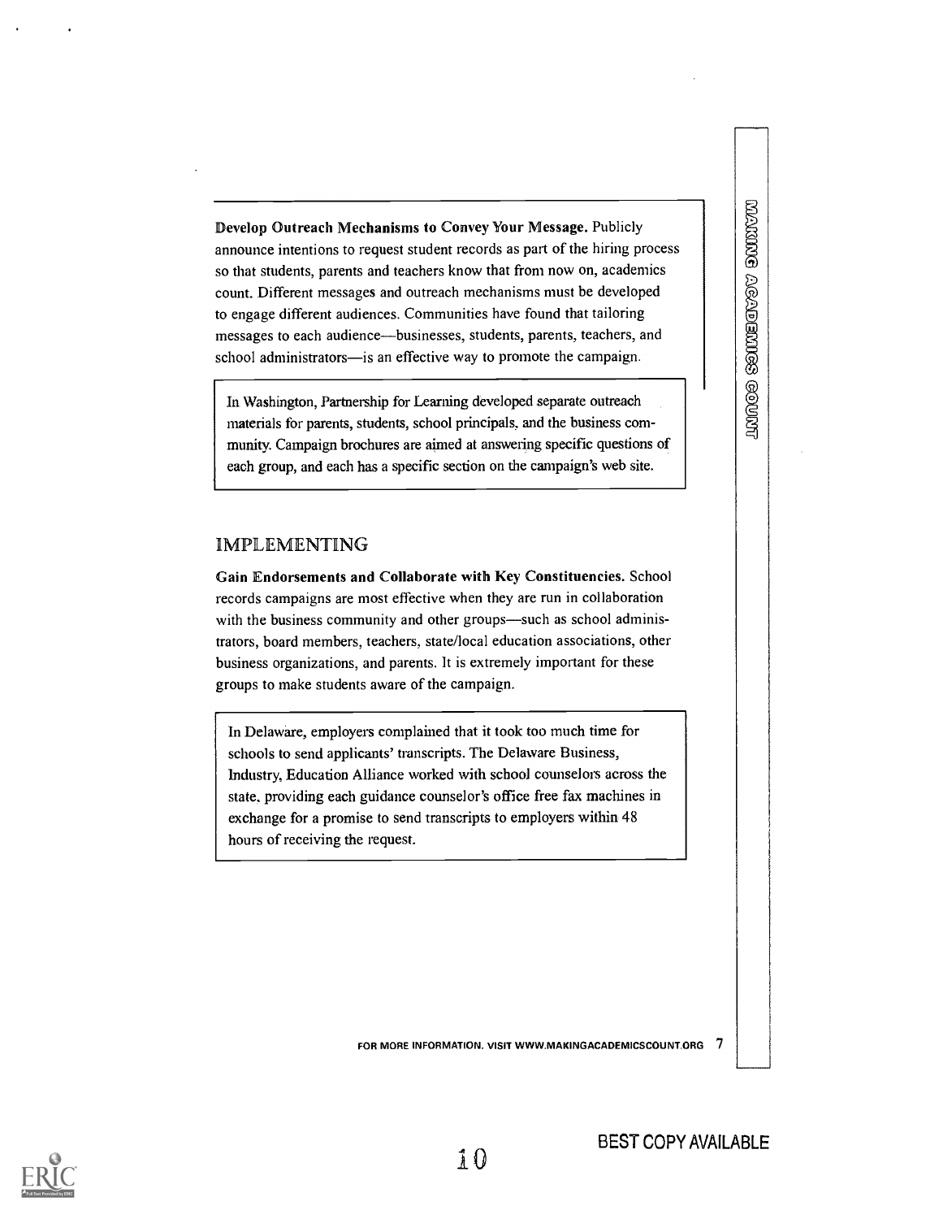**Develop Outreach Mechanisms to Convey Your Message.** Publicly announce intentions to request student records as part of the hiring process so that students, parents and teachers know that from now on, academics count. Different messages and outreach mechanisms must be developed to engage different audiences. Communities have found that tailoring messages to each audience—businesses, students, parents, teachers, and school administrators—is an effective way to promote the campaign.

In Washington, Partnership for Learning developed separate outreach materials for parents, students, school principals, and the business community. Campaign brochures are aimed at answering specific questions of each group, and each has a specific section on the campaign's web site.

## IMPLEMENTING

**Gain Endorsements and Collaborate with Key Constituencies.** School records campaigns are most effective when they are run in collaboration with the business community and other groups—such as school administrators, board members, teachers, state/local education associations, other business organizations, and parents. It is extremely important for these groups to make students aware of the campaign.

In Delaware, employers complained that it took too much time for schools to send applicants' transcripts. The Delaware Business, Industry, Education Alliance worked with school counselors across the state, providing each guidance counselor's office free fax machines in exchange for a promise to send transcripts to employers within 48 hours of receiving the request.

BEST COPY AVAILABLE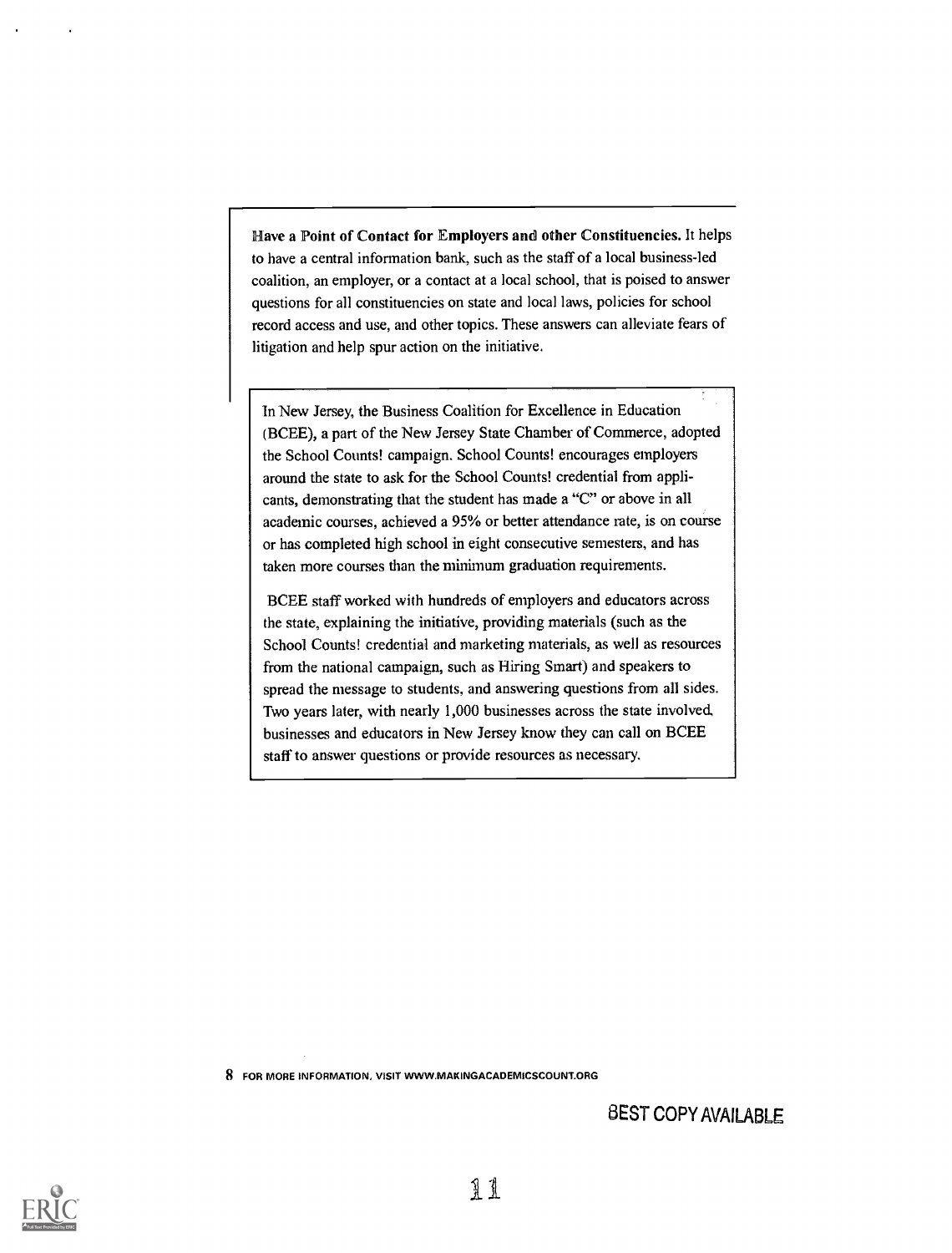**Have a Point of Contact for Employers and other Constituencies.** It helps to have a central information bank, such as the staff of a local business-led coalition, an employer, or a contact at a local school, that is poised to answer questions for all constituencies on state and local laws, policies for school record access and use, and other topics. These answers can alleviate fears of litigation and help spur action on the initiative.

In New Jersey, the Business Coalition for Excellence in Education (BCEE), a part of the New Jersey State Chamber of Commerce, adopted the School Counts! campaign. School Counts! encourages employers around the state to ask for the School Counts! credential from applicants, demonstrating that the student has made a "C" or above in all academic courses, achieved a 95% or better attendance rate, is on course or has completed high school in eight consecutive semesters, and has taken more courses than the minimum graduation requirements.

BCEE staff worked with hundreds of employers and educators across the state, explaining the initiative, providing materials (such as the School Counts! credential and marketing materials, as well as resources from the national campaign, such as Hiring Smart) and speakers to spread the message to students, and answering questions from all sides. Two years later, with nearly 1,000 businesses across the state involved, businesses and educators in New Jersey know they can call on BCEE staff to answer questions or provide resources as necessary.

FOR MORE INFORMATION, VISIT WWW.MAKINGACADEMICSCOUNT.ORG

BEST COPY AVAILABLE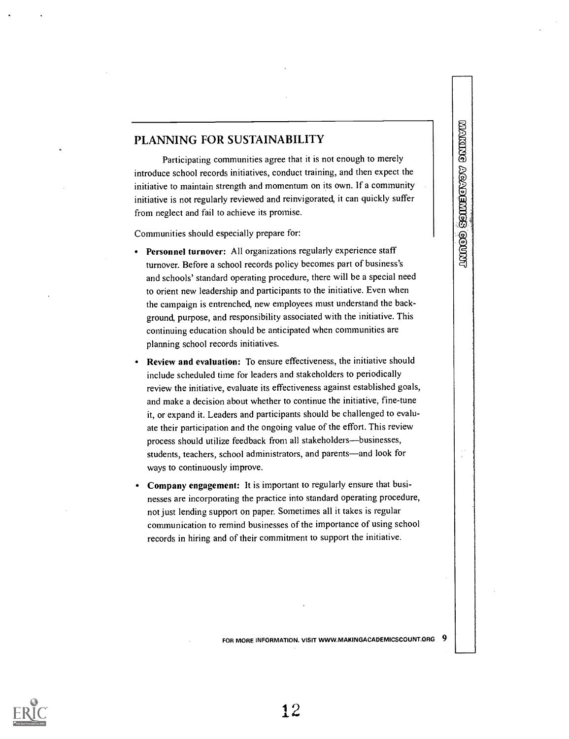## PLANNING FOR SUSTAINABILITY

Participating communities agree that it is not enough to merely introduce school records initiatives, conduct training, and then expect the initiative to maintain strength and momentum on its own. If a community initiative is not regularly reviewed and reinvigorated, it can quickly suffer from neglect and fail to achieve its promise.

Communities should especially prepare for:

- **Personnel turnover:** All organizations regularly experience staff turnover. Before a school records policy becomes part of business's and schools' standard operating procedure, there will be a special need to orient new leadership and participants to the initiative. Even when the campaign is entrenched, new employees must understand the background, purpose, and responsibility associated with the initiative. This continuing education should be anticipated when communities are planning school records initiatives.
- **Review and evaluation:** To ensure effectiveness, the initiative should include scheduled time for leaders and stakeholders to periodically review the initiative, evaluate its effectiveness against established goals, and make a decision about whether to continue the initiative, fine-tune it, or expand it. Leaders and participants should be challenged to evaluate their participation and the ongoing value of the effort. This review process should utilize feedback from all stakeholders—businesses, students, teachers, school administrators, and parents—and look for ways to continuously improve.
- **Company engagement:** It is important to regularly ensure that businesses are incorporating the practice into standard operating procedure, not just lending support on paper. Sometimes all it takes is regular communication to remind businesses of the importance of using school records in hiring and of their commitment to support the initiative.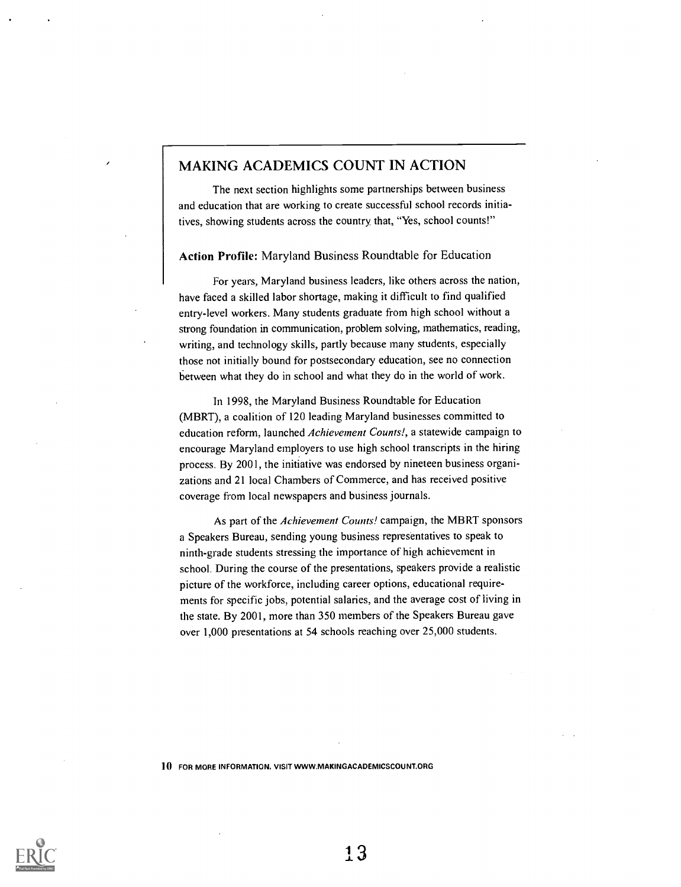## MAKING ACADEMICS COUNT IN ACTION

The next section highlights some partnerships between business and education that are working to create successful school records initiatives, showing students across the country that, "Yes, school counts!"

### **Action Profile:** Maryland Business Roundtable for Education

For years, Maryland business leaders, like others across the nation, have faced a skilled labor shortage, making it difficult to find qualified entry-level workers. Many students graduate from high school without a strong foundation in communication, problem solving, mathematics, reading, writing, and technology skills, partly because many students, especially those not initially bound for postsecondary education, see no connection between what they do in school and what they do in the world of work.

In 1998, the Maryland Business Roundtable for Education (MBRT), a coalition of 120 leading Maryland businesses committed to education reform, launched *Achievement Counts!*, a statewide campaign to encourage Maryland employers to use high school transcripts in the hiring process. By 2001, the initiative was endorsed by nineteen business organizations and 21 local Chambers of Commerce, and has received positive coverage from local newspapers and business journals.

As part of the *Achievement Counts!* campaign, the MBRT sponsors a Speakers Bureau, sending young business representatives to speak to ninth-grade students stressing the importance of high achievement in school. During the course of the presentations, speakers provide a realistic picture of the workforce, including career options, educational requirements for specific jobs, potential salaries, and the average cost of living in the state. By 2001, more than 350 members of the Speakers Bureau gave over 1,000 presentations at 54 schools reaching over 25,000 students.

FOR MORE INFORMATION, VISIT WWW.MAKINGACADEMICSCOUNT.ORG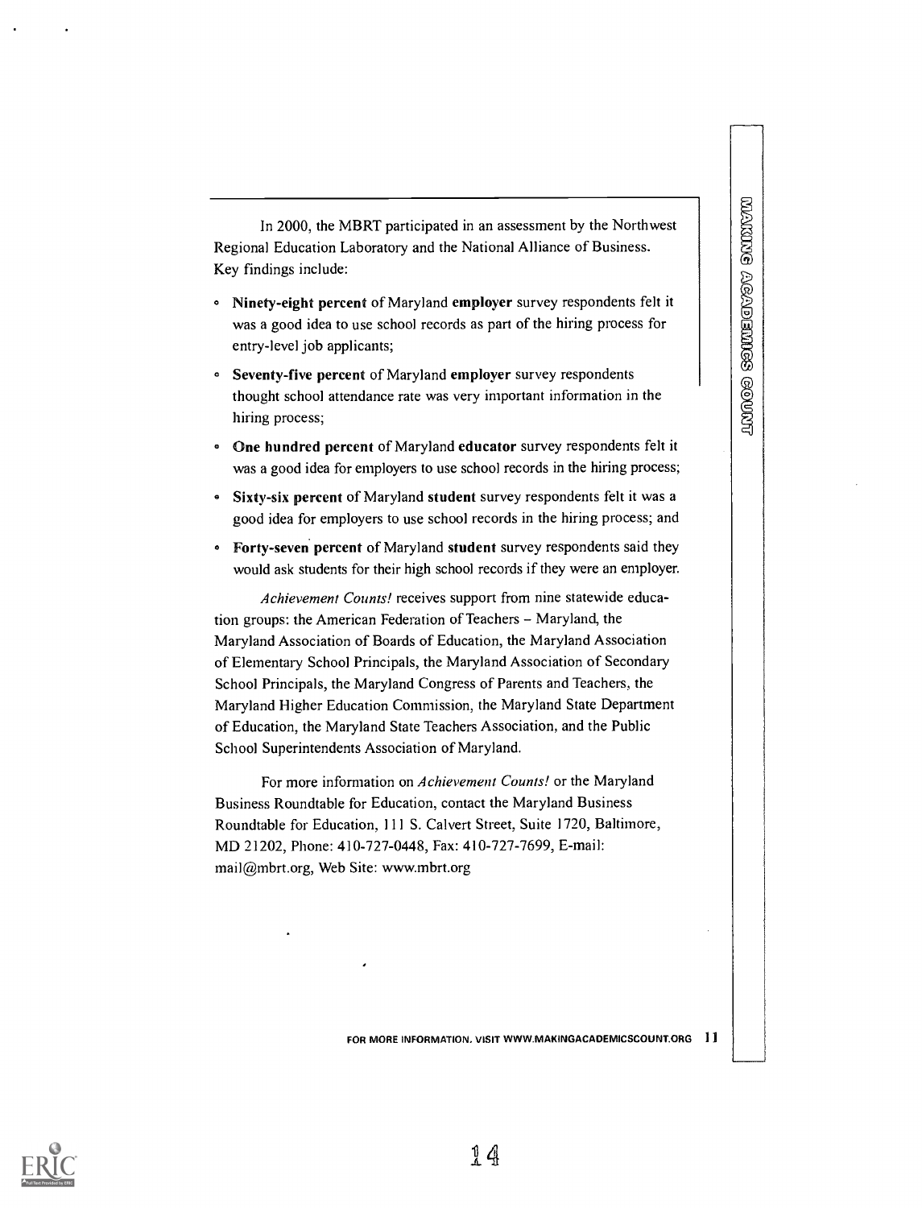In 2000, the MBRT participated in an assessment by the Northwest Regional Education Laboratory and the National Alliance of Business. Key findings include:

- **Ninety-eight percent** of Maryland **employer** survey respondents felt it was a good idea to use school records as part of the hiring process for entry-level job applicants;
- **Seventy-five percent** of Maryland **employer** survey respondents thought school attendance rate was very important information in the hiring process;
- **One hundred percent** of Maryland **educator** survey respondents felt it was a good idea for employers to use school records in the hiring process;
- **Sixty-six percent** of Maryland **student** survey respondents felt it was a good idea for employers to use school records in the hiring process; and
- **Forty-seven percent** of Maryland **student** survey respondents said they would ask students for their high school records if they were an employer.

*Achievement Counts!* receives support from nine statewide education groups: the American Federation of Teachers – Maryland, the Maryland Association of Boards of Education, the Maryland Association of Elementary School Principals, the Maryland Association of Secondary School Principals, the Maryland Congress of Parents and Teachers, the Maryland Higher Education Commission, the Maryland State Department of Education, the Maryland State Teachers Association, and the Public School Superintendents Association of Maryland.

For more information on *Achievement Counts!* or the Maryland Business Roundtable for Education, contact the Maryland Business Roundtable for Education, 111 S. Calvert Street, Suite 1720, Baltimore, MD 21202, Phone: 410-727-0448, Fax: 410-727-7699, E-mail: mail@mbrt.org, Web Site: www.mbrt.org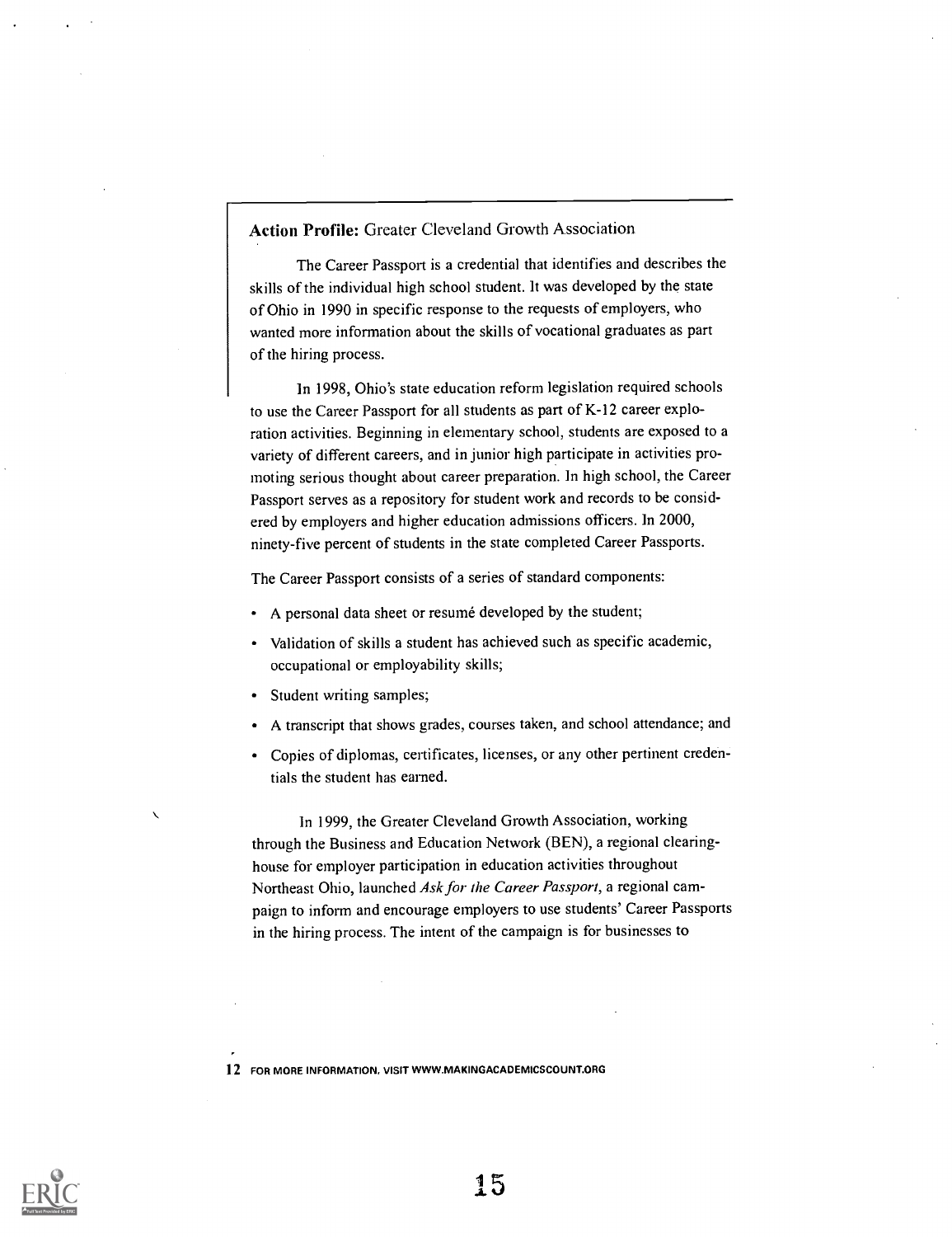**Action Profile:** Greater Cleveland Growth Association

The Career Passport is a credential that identifies and describes the skills of the individual high school student. It was developed by the state of Ohio in 1990 in specific response to the requests of employers, who wanted more information about the skills of vocational graduates as part of the hiring process.

In 1998, Ohio's state education reform legislation required schools to use the Career Passport for all students as part of K-12 career exploration activities. Beginning in elementary school, students are exposed to a variety of different careers, and in junior high participate in activities promoting serious thought about career preparation. In high school, the Career Passport serves as a repository for student work and records to be considered by employers and higher education admissions officers. In 2000, ninety-five percent of students in the state completed Career Passports.

The Career Passport consists of a series of standard components:

- A personal data sheet or resumé developed by the student;
- Validation of skills a student has achieved such as specific academic, occupational or employability skills;
- Student writing samples;
- A transcript that shows grades, courses taken, and school attendance; and
- Copies of diplomas, certificates, licenses, or any other pertinent credentials the student has earned.

In 1999, the Greater Cleveland Growth Association, working through the Business and Education Network (BEN), a regional clearinghouse for employer participation in education activities throughout Northeast Ohio, launched *Ask for the Career Passport*, a regional campaign to inform and encourage employers to use students' Career Passports in the hiring process. The intent of the campaign is for businesses to

FOR MORE INFORMATION, VISIT WWW.MAKINGACADEMICSCOUNT.ORG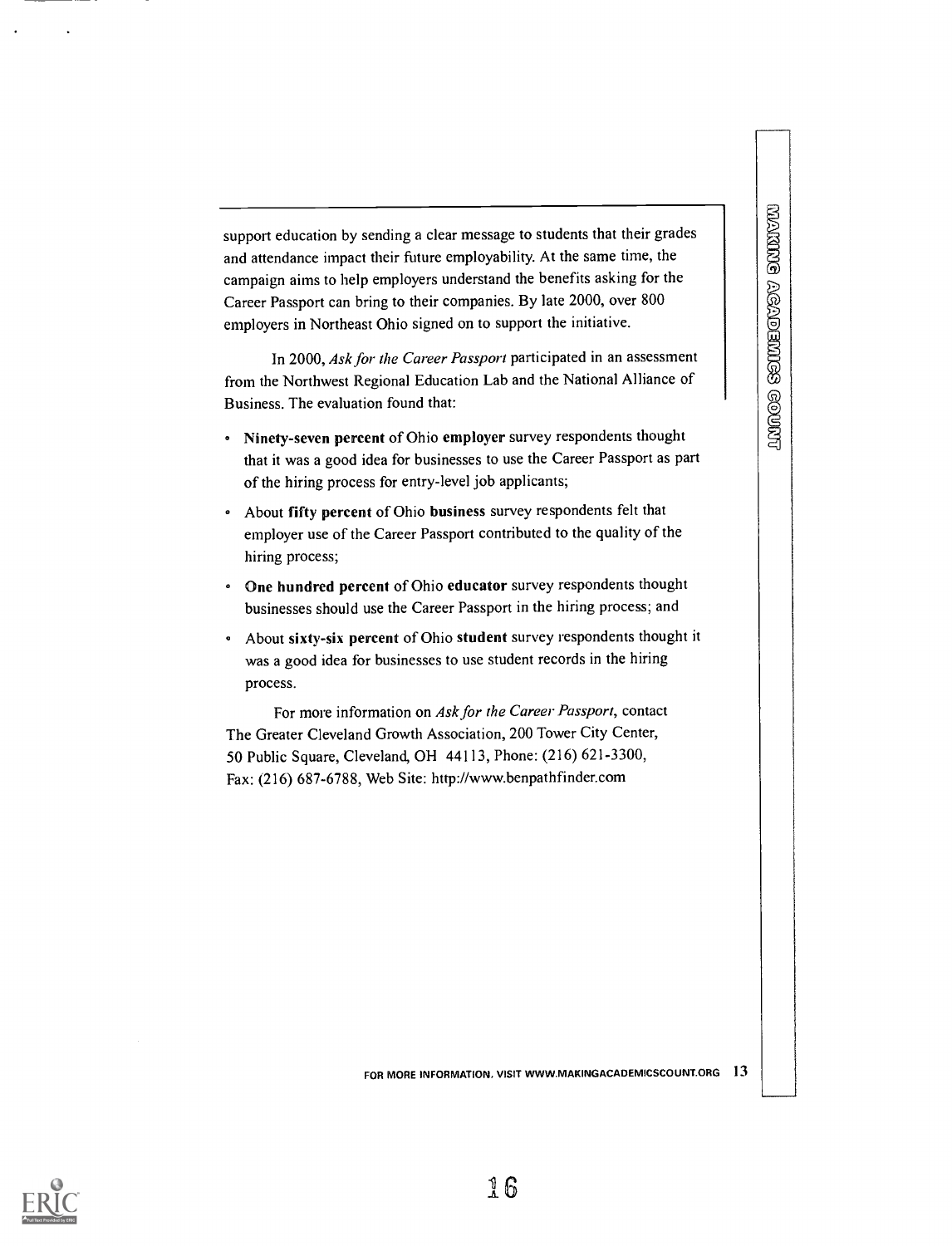support education by sending a clear message to students that their grades and attendance impact their future employability. At the same time, the campaign aims to help employers understand the benefits asking for the Career Passport can bring to their companies. By late 2000, over 800 employers in Northeast Ohio signed on to support the initiative.

In 2000, *Ask for the Career Passport* participated in an assessment from the Northwest Regional Education Lab and the National Alliance of Business. The evaluation found that:

- **Ninety-seven percent** of Ohio **employer** survey respondents thought that it was a good idea for businesses to use the Career Passport as part of the hiring process for entry-level job applicants;
- About **fifty percent** of Ohio **business** survey respondents felt that employer use of the Career Passport contributed to the quality of the hiring process;
- **One hundred percent** of Ohio **educator** survey respondents thought businesses should use the Career Passport in the hiring process; and
- About **sixty-six percent** of Ohio **student** survey respondents thought it was a good idea for businesses to use student records in the hiring process.

For more information on *Ask for the Career Passport*, contact The Greater Cleveland Growth Association, 200 Tower City Center, 50 Public Square, Cleveland, OH 44113, Phone: (216) 621-3300, Fax: (216) 687-6788, Web Site: http://www.benpathfinder.com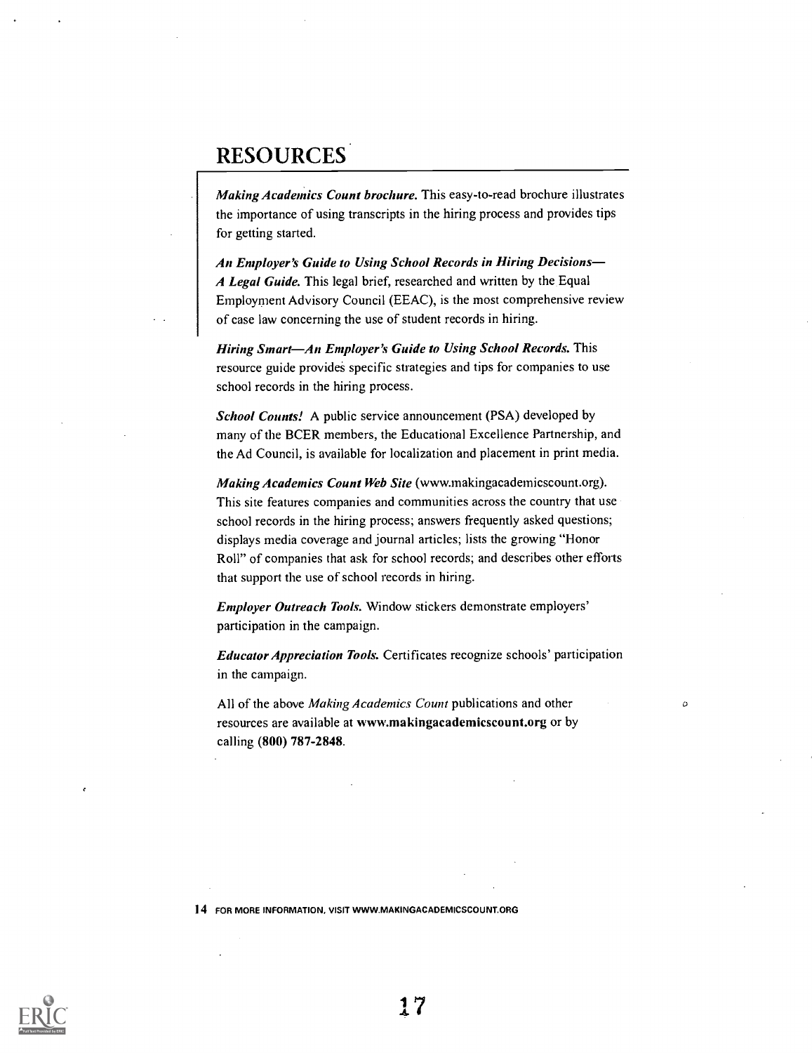# RESOURCES

***Making Academics Count brochure.*** This easy-to-read brochure illustrates the importance of using transcripts in the hiring process and provides tips for getting started.

***An Employer's Guide to Using School Records in Hiring Decisions—A Legal Guide.*** This legal brief, researched and written by the Equal Employment Advisory Council (EEAC), is the most comprehensive review of case law concerning the use of student records in hiring.

***Hiring Smart—An Employer's Guide to Using School Records.*** This resource guide provides specific strategies and tips for companies to use school records in the hiring process.

***School Counts!*** A public service announcement (PSA) developed by many of the BCER members, the Educational Excellence Partnership, and the Ad Council, is available for localization and placement in print media.

***Making Academics Count Web Site*** (www.makingacademicscount.org). This site features companies and communities across the country that use school records in the hiring process; answers frequently asked questions; displays media coverage and journal articles; lists the growing "Honor Roll" of companies that ask for school records; and describes other efforts that support the use of school records in hiring.

***Employer Outreach Tools.*** Window stickers demonstrate employers' participation in the campaign.

***Educator Appreciation Tools.*** Certificates recognize schools' participation in the campaign.

All of the above *Making Academics Count* publications and other resources are available at **www.makingacademicscount.org** or by calling **(800) 787-2848**.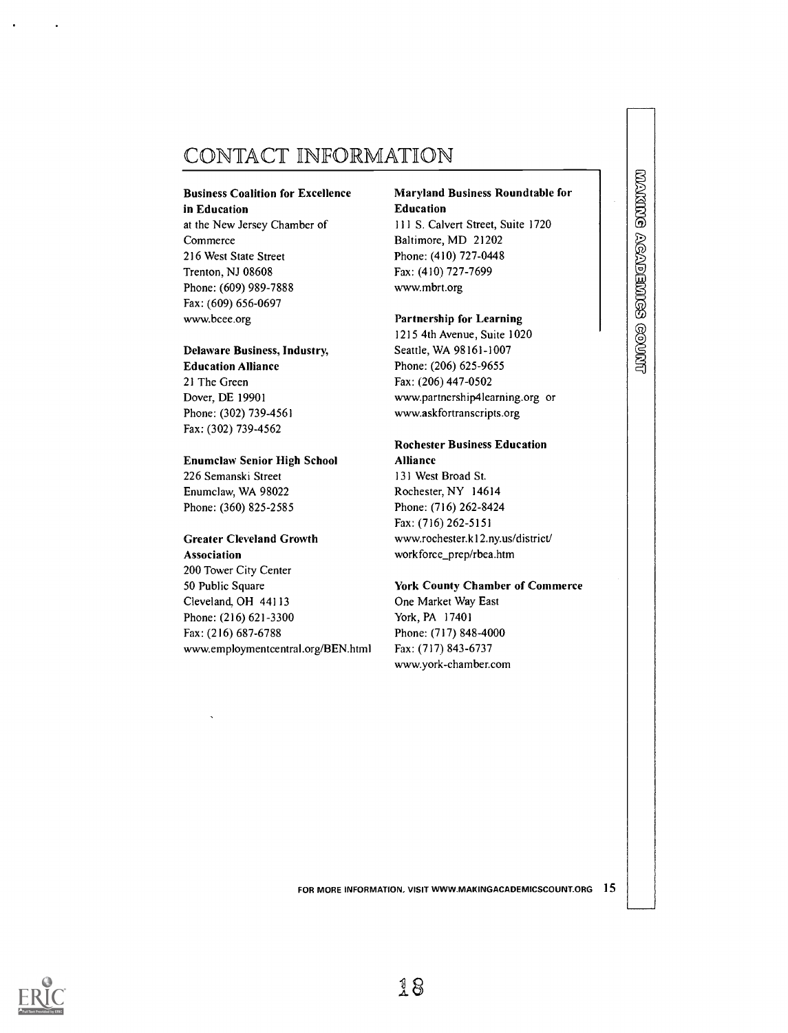# CONTACT INFORMATION

**Business Coalition for Excellence in Education**
at the New Jersey Chamber of Commerce
216 West State Street
Trenton, NJ 08608
Phone: (609) 989-7888
Fax: (609) 656-0697
www.bcee.org

**Delaware Business, Industry, Education Alliance**
21 The Green
Dover, DE 19901
Phone: (302) 739-4561
Fax: (302) 739-4562

**Enumclaw Senior High School**
226 Semanski Street
Enumclaw, WA 98022
Phone: (360) 825-2585

**Greater Cleveland Growth Association**
200 Tower City Center
50 Public Square
Cleveland, OH 44113
Phone: (216) 621-3300
Fax: (216) 687-6788
www.employmentcentral.org/BEN.html

**Maryland Business Roundtable for Education**
111 S. Calvert Street, Suite 1720
Baltimore, MD 21202
Phone: (410) 727-0448
Fax: (410) 727-7699
www.mbrt.org

**Partnership for Learning**
1215 4th Avenue, Suite 1020
Seattle, WA 98161-1007
Phone: (206) 625-9655
Fax: (206) 447-0502
www.partnership4learning.org or
www.askfortranscripts.org

**Rochester Business Education Alliance**
131 West Broad St.
Rochester, NY 14614
Phone: (716) 262-8424
Fax: (716) 262-5151
www.rochester.k12.ny.us/district/workforce_prep/rbea.htm

**York County Chamber of Commerce**
One Market Way East
York, PA 17401
Phone: (717) 848-4000
Fax: (717) 843-6737
www.york-chamber.com

FOR MORE INFORMATION, VISIT WWW.MAKINGACADEMICSCOUNT.ORG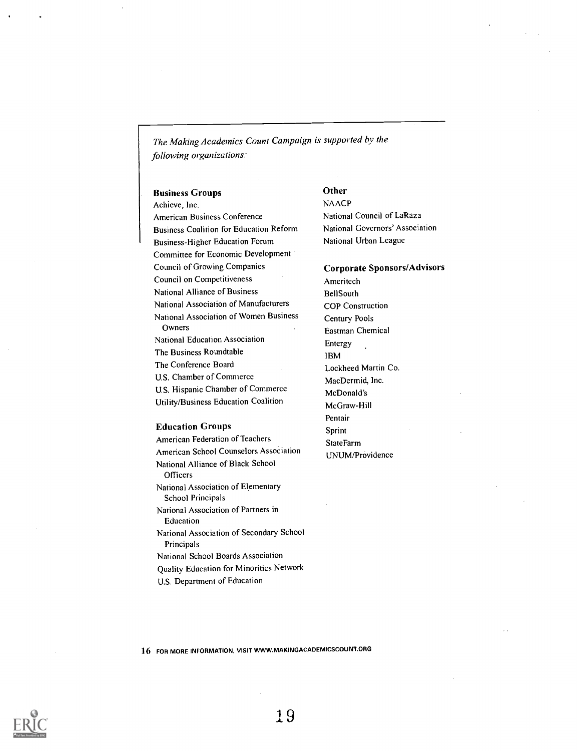*The Making Academics Count Campaign is supported by the following organizations:*

### Business Groups

Achieve, Inc.
American Business Conference
Business Coalition for Education Reform
Business-Higher Education Forum
Committee for Economic Development
Council of Growing Companies
Council on Competitiveness
National Alliance of Business
National Association of Manufacturers
National Association of Women Business Owners
National Education Association
The Business Roundtable
The Conference Board
U.S. Chamber of Commerce
U.S. Hispanic Chamber of Commerce
Utility/Business Education Coalition

### Education Groups

American Federation of Teachers
American School Counselors Association
National Alliance of Black School Officers
National Association of Elementary School Principals
National Association of Partners in Education
National Association of Secondary School Principals
National School Boards Association
Quality Education for Minorities Network
U.S. Department of Education

### Other

NAACP
National Council of LaRaza
National Governors' Association
National Urban League

### Corporate Sponsors/Advisors

Ameritech
BellSouth
COP Construction
Century Pools
Eastman Chemical
Entergy
IBM
Lockheed Martin Co.
MacDermid, Inc.
McDonald's
McGraw-Hill
Pentair
Sprint
StateFarm
UNUM/Providence

FOR MORE INFORMATION, VISIT WWW.MAKINGACADEMICSCOUNT.ORG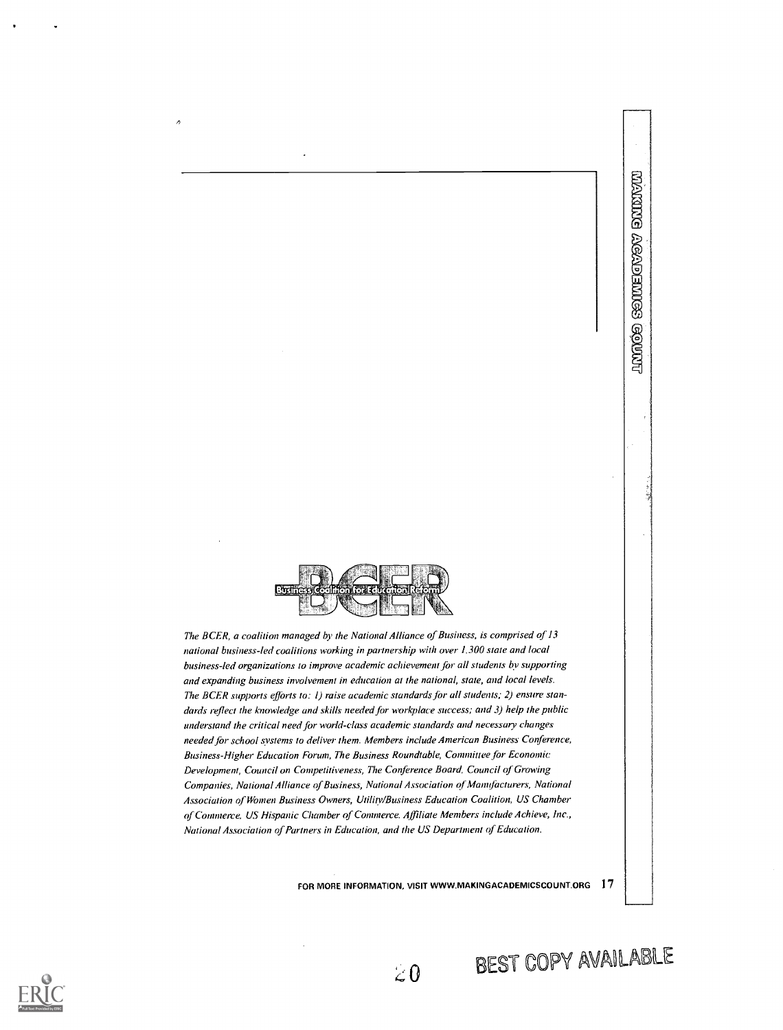*The BCER, a coalition managed by the National Alliance of Business, is comprised of 13 national business-led coalitions working in partnership with over 1,300 state and local business-led organizations to improve academic achievement for all students by supporting and expanding business involvement in education at the national, state, and local levels. The BCER supports efforts to: 1) raise academic standards for all students; 2) ensure standards reflect the knowledge and skills needed for workplace success; and 3) help the public understand the critical need for world-class academic standards and necessary changes needed for school systems to deliver them. Members include American Business Conference, Business-Higher Education Forum, The Business Roundtable, Committee for Economic Development, Council on Competitiveness, The Conference Board, Council of Growing Companies, National Alliance of Business, National Association of Manufacturers, National Association of Women Business Owners, Utility/Business Education Coalition, US Chamber of Commerce, US Hispanic Chamber of Commerce. Affiliate Members include Achieve, Inc., National Association of Partners in Education, and the US Department of Education.*

FOR MORE INFORMATION, VISIT WWW.MAKINGACADEMICSCOUNT.ORG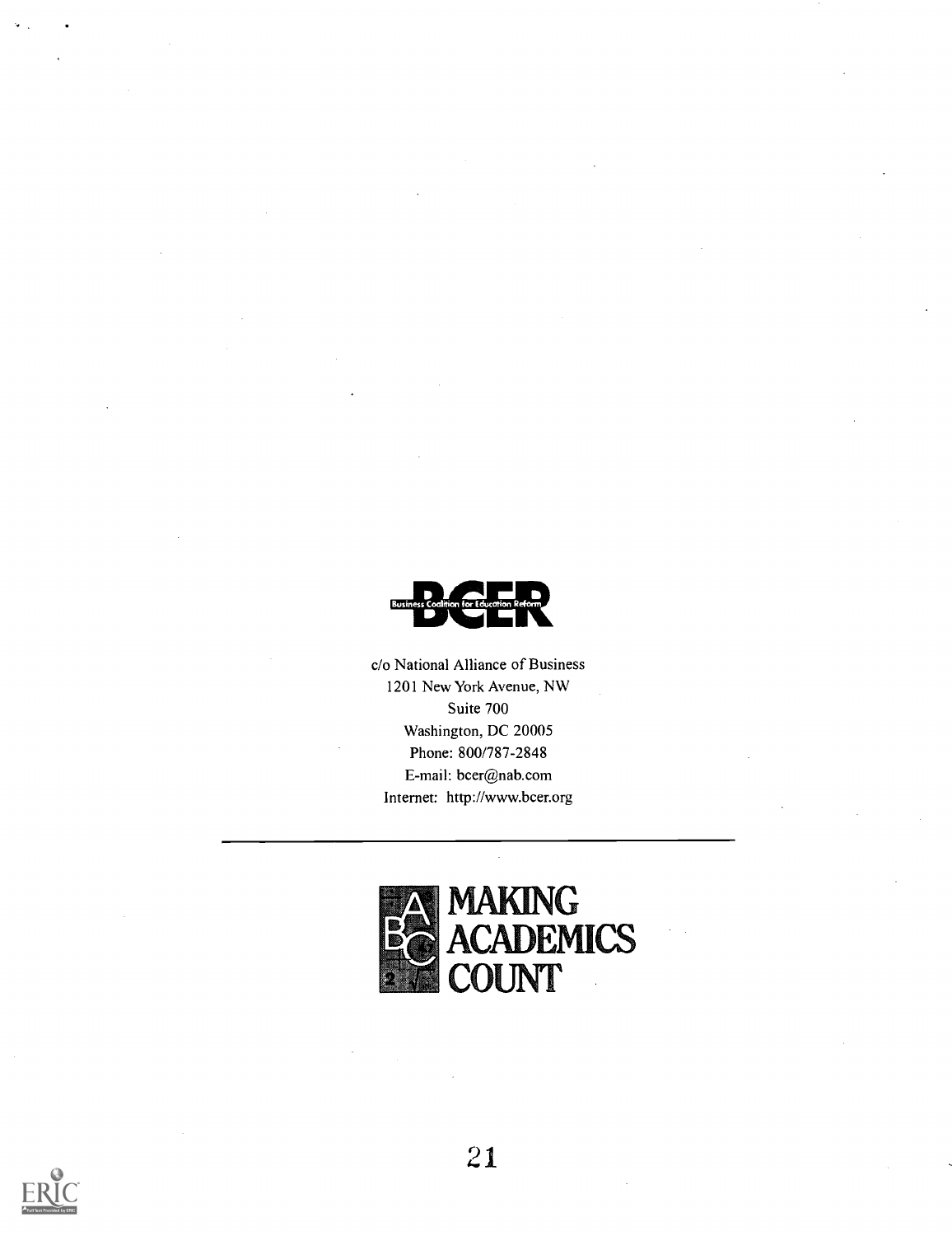**BCER**
Business Coalition for Education Reform

c/o National Alliance of Business
1201 New York Avenue, NW
Suite 700
Washington, DC 20005
Phone: 800/787-2848
E-mail: bcer@nab.com
Internet: http://www.bcer.org

---

**MAKING ACADEMICS COUNT**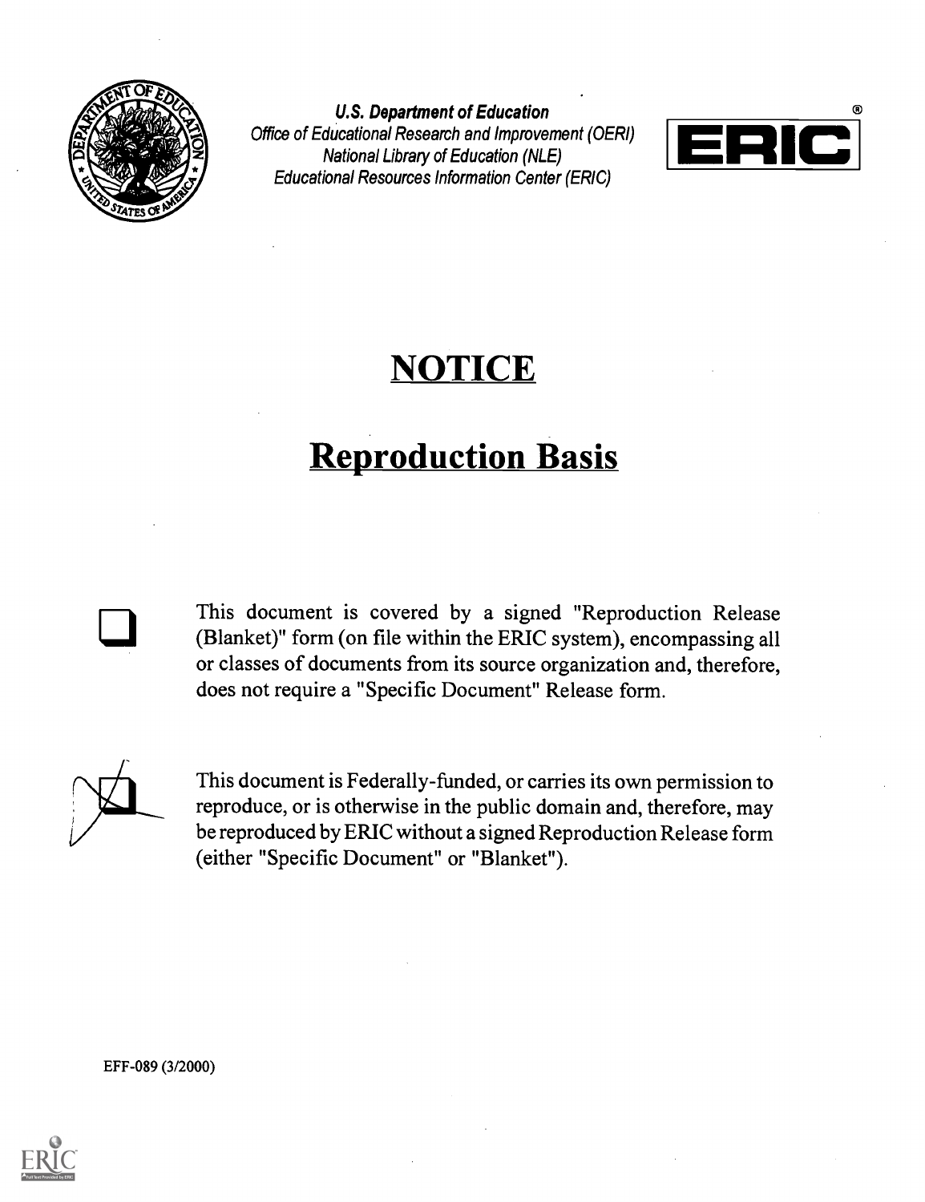**U.S. Department of Education**
*Office of Educational Research and Improvement (OERI)*
*National Library of Education (NLE)*
*Educational Resources Information Center (ERIC)*

ERIC®

# NOTICE

# Reproduction Basis

- [ ] This document is covered by a signed "Reproduction Release (Blanket)" form (on file within the ERIC system), encompassing all or classes of documents from its source organization and, therefore, does not require a "Specific Document" Release form.

- [x] This document is Federally-funded, or carries its own permission to reproduce, or is otherwise in the public domain and, therefore, may be reproduced by ERIC without a signed Reproduction Release form (either "Specific Document" or "Blanket").

EFF-089 (3/2000)